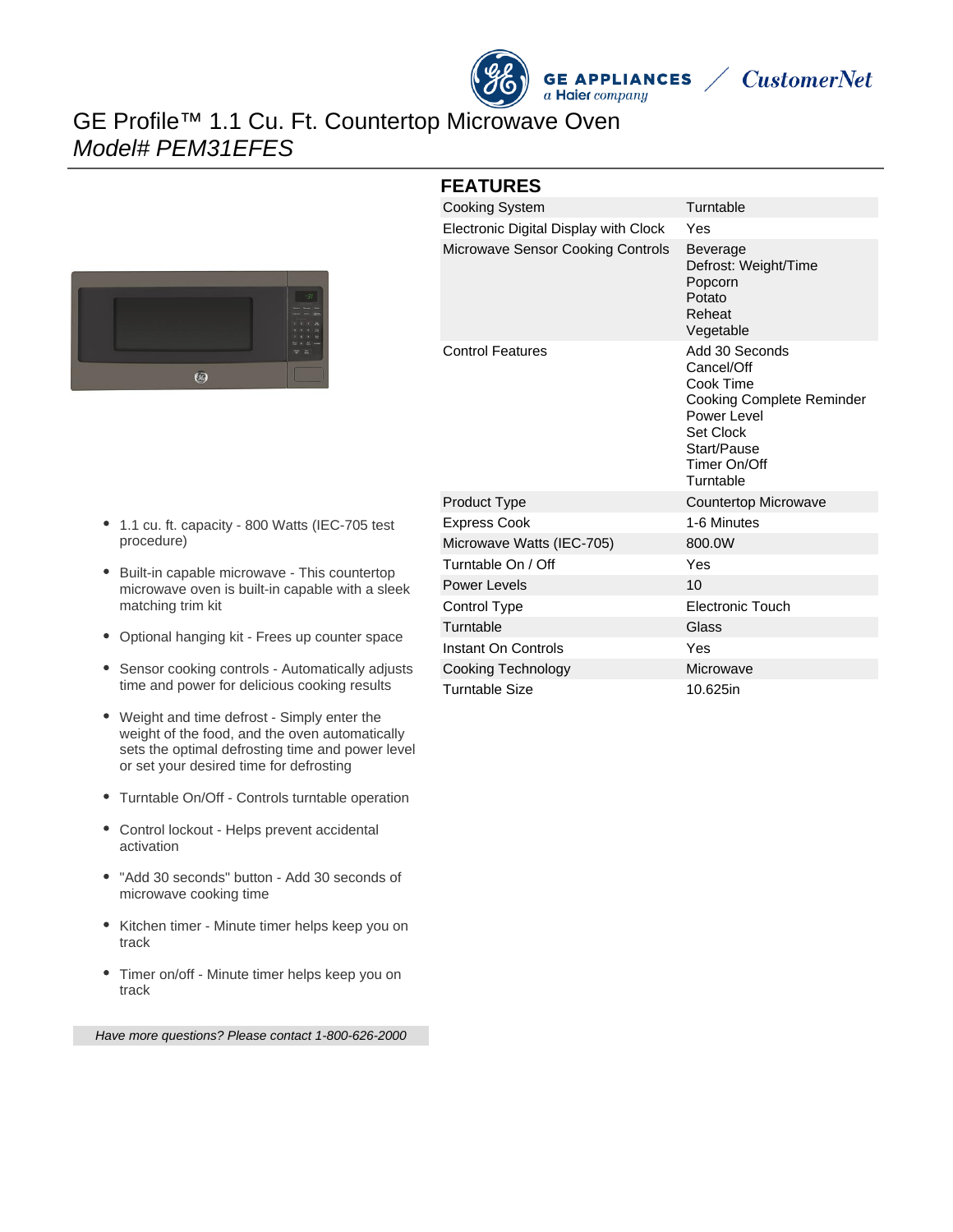GE APPLIANCES a Haier company / CustomerNet

# GE Profile™ 1.1 Cu. Ft. Countertop Microwave Oven
## *Model# PEM31EFES*

- 1.1 cu. ft. capacity - 800 Watts (IEC-705 test procedure)
- Built-in capable microwave - This countertop microwave oven is built-in capable with a sleek matching trim kit
- Optional hanging kit - Frees up counter space
- Sensor cooking controls - Automatically adjusts time and power for delicious cooking results
- Weight and time defrost - Simply enter the weight of the food, and the oven automatically sets the optimal defrosting time and power level or set your desired time for defrosting
- Turntable On/Off - Controls turntable operation
- Control lockout - Helps prevent accidental activation
- "Add 30 seconds" button - Add 30 seconds of microwave cooking time
- Kitchen timer - Minute timer helps keep you on track
- Timer on/off - Minute timer helps keep you on track

*Have more questions? Please contact 1-800-626-2000*

## FEATURES

| | |
|---|---|
| Cooking System | Turntable |
| Electronic Digital Display with Clock | Yes |
| Microwave Sensor Cooking Controls | Beverage<br>Defrost: Weight/Time<br>Popcorn<br>Potato<br>Reheat<br>Vegetable |
| Control Features | Add 30 Seconds<br>Cancel/Off<br>Cook Time<br>Cooking Complete Reminder<br>Power Level<br>Set Clock<br>Start/Pause<br>Timer On/Off<br>Turntable |
| Product Type | Countertop Microwave |
| Express Cook | 1-6 Minutes |
| Microwave Watts (IEC-705) | 800.0W |
| Turntable On / Off | Yes |
| Power Levels | 10 |
| Control Type | Electronic Touch |
| Turntable | Glass |
| Instant On Controls | Yes |
| Cooking Technology | Microwave |
| Turntable Size | 10.625in |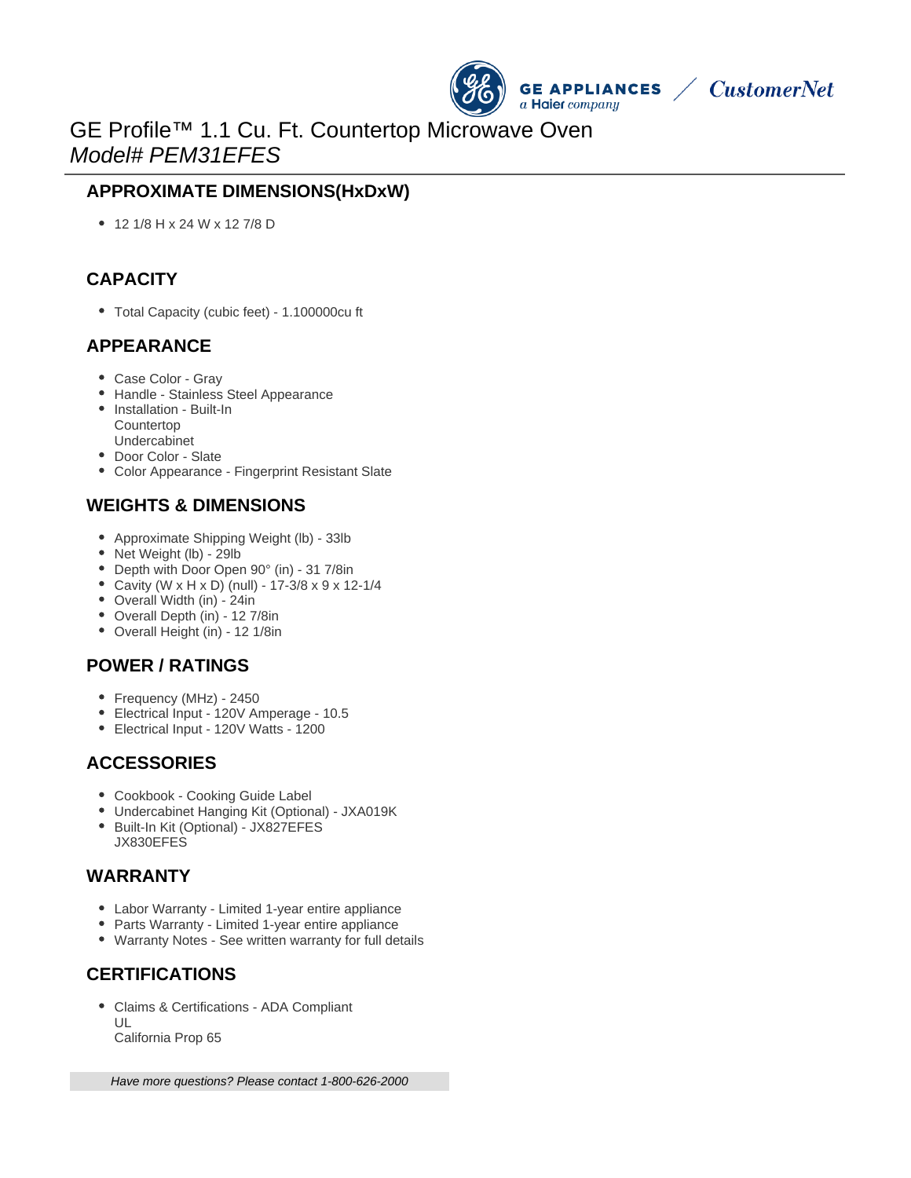# GE Profile™ 1.1 Cu. Ft. Countertop Microwave Oven
*Model# PEM31EFES*

## APPROXIMATE DIMENSIONS(HxDxW)

- 12 1/8 H x 24 W x 12 7/8 D

## CAPACITY

- Total Capacity (cubic feet) - 1.100000cu ft

## APPEARANCE

- Case Color - Gray
- Handle - Stainless Steel Appearance
- Installation - Built-In
  Countertop
  Undercabinet
- Door Color - Slate
- Color Appearance - Fingerprint Resistant Slate

## WEIGHTS & DIMENSIONS

- Approximate Shipping Weight (lb) - 33lb
- Net Weight (lb) - 29lb
- Depth with Door Open 90° (in) - 31 7/8in
- Cavity (W x H x D) (null) - 17-3/8 x 9 x 12-1/4
- Overall Width (in) - 24in
- Overall Depth (in) - 12 7/8in
- Overall Height (in) - 12 1/8in

## POWER / RATINGS

- Frequency (MHz) - 2450
- Electrical Input - 120V Amperage - 10.5
- Electrical Input - 120V Watts - 1200

## ACCESSORIES

- Cookbook - Cooking Guide Label
- Undercabinet Hanging Kit (Optional) - JXA019K
- Built-In Kit (Optional) - JX827EFES
  JX830EFES

## WARRANTY

- Labor Warranty - Limited 1-year entire appliance
- Parts Warranty - Limited 1-year entire appliance
- Warranty Notes - See written warranty for full details

## CERTIFICATIONS

- Claims & Certifications - ADA Compliant
  UL
  California Prop 65

*Have more questions? Please contact 1-800-626-2000*